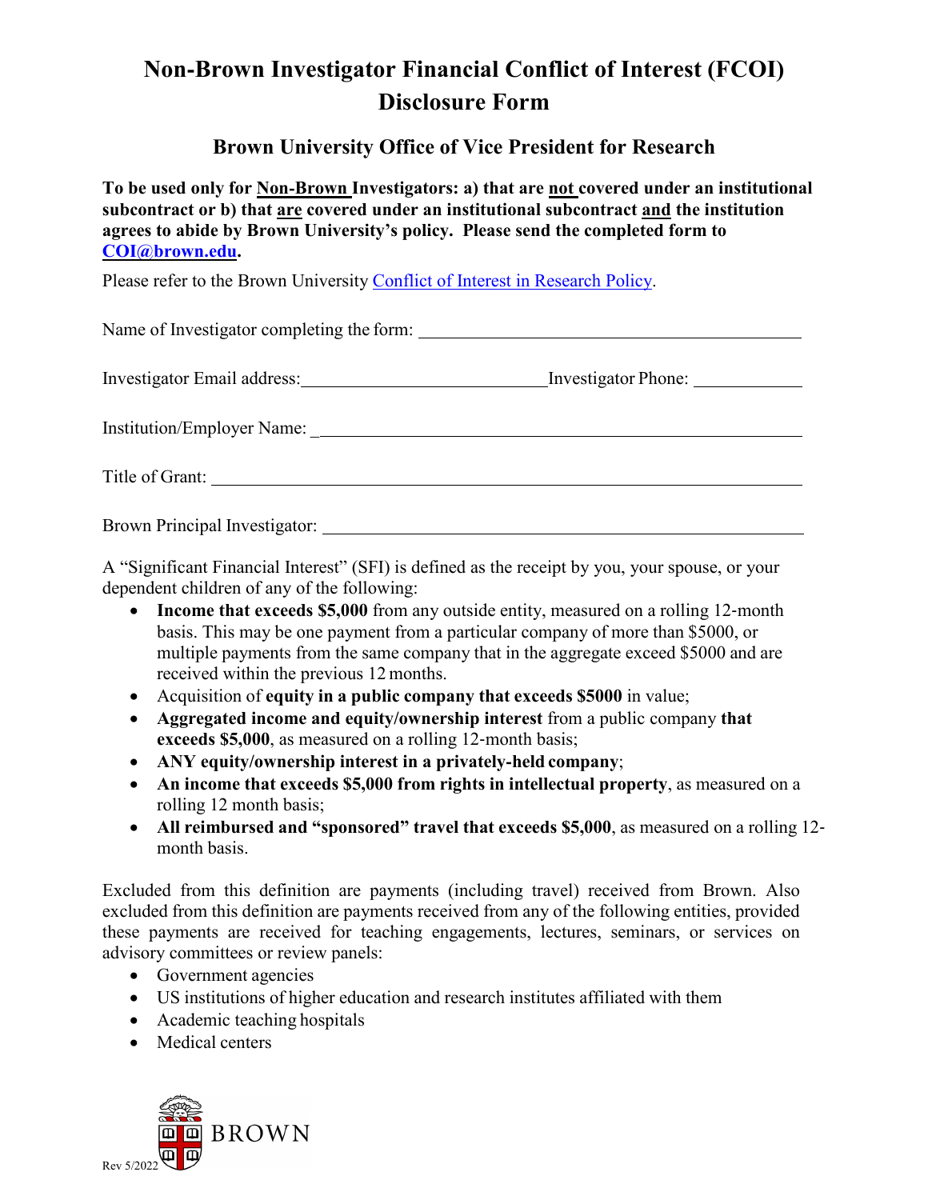# Non-Brown Investigator Financial Conflict of Interest (FCOI) Disclosure Form

## Brown University Office of Vice President for Research

**To be used only for <u>Non-Brown</u> Investigators: a) that are <u>not</u> covered under an institutional subcontract or b) that <u>are</u> covered under an institutional subcontract <u>and</u> the institution agrees to abide by Brown University's policy. Please send the completed form to [COI@brown.edu](mailto:COI@brown.edu).**

Please refer to the Brown University [Conflict of Interest in Research Policy](#).

Name of Investigator completing the form: ______________________________

Investigator Email address: ____________________ Investigator Phone: __________

Institution/Employer Name: ______________________________

Title of Grant: ______________________________

Brown Principal Investigator: ______________________________

A "Significant Financial Interest" (SFI) is defined as the receipt by you, your spouse, or your dependent children of any of the following:

- **Income that exceeds $5,000** from any outside entity, measured on a rolling 12-month basis. This may be one payment from a particular company of more than $5000, or multiple payments from the same company that in the aggregate exceed $5000 and are received within the previous 12 months.
- Acquisition of **equity in a public company that exceeds $5000** in value;
- **Aggregated income and equity/ownership interest** from a public company **that exceeds $5,000**, as measured on a rolling 12-month basis;
- **ANY equity/ownership interest in a privately-held company**;
- **An income that exceeds $5,000 from rights in intellectual property**, as measured on a rolling 12 month basis;
- **All reimbursed and "sponsored" travel that exceeds $5,000**, as measured on a rolling 12-month basis.

Excluded from this definition are payments (including travel) received from Brown. Also excluded from this definition are payments received from any of the following entities, provided these payments are received for teaching engagements, lectures, seminars, or services on advisory committees or review panels:

- Government agencies
- US institutions of higher education and research institutes affiliated with them
- Academic teaching hospitals
- Medical centers

Rev 5/2022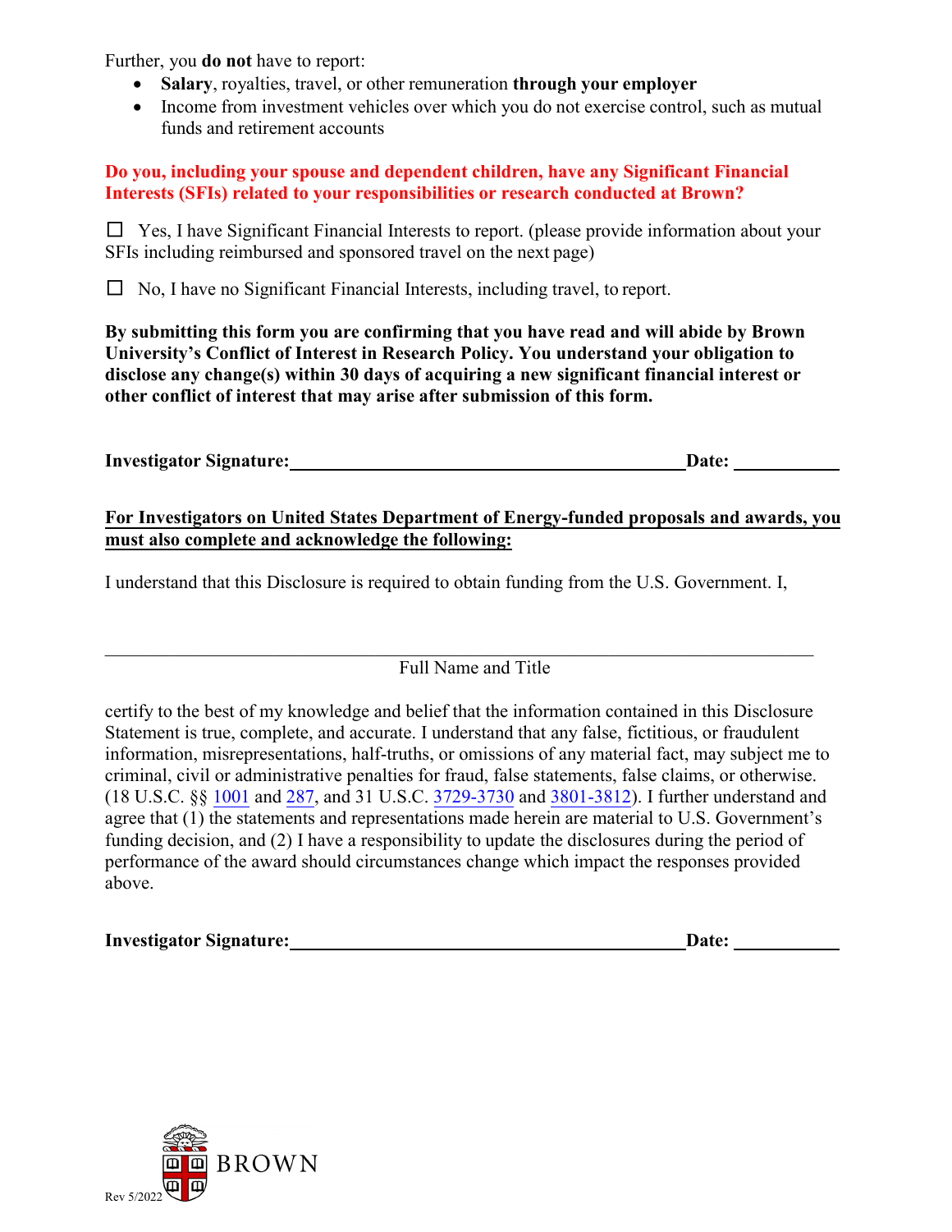Further, you **do not** have to report:

- **Salary**, royalties, travel, or other remuneration **through your employer**
- Income from investment vehicles over which you do not exercise control, such as mutual funds and retirement accounts

**Do you, including your spouse and dependent children, have any Significant Financial Interests (SFIs) related to your responsibilities or research conducted at Brown?**

☐ Yes, I have Significant Financial Interests to report. (please provide information about your SFIs including reimbursed and sponsored travel on the next page)

☐ No, I have no Significant Financial Interests, including travel, to report.

**By submitting this form you are confirming that you have read and will abide by Brown University's Conflict of Interest in Research Policy. You understand your obligation to disclose any change(s) within 30 days of acquiring a new significant financial interest or other conflict of interest that may arise after submission of this form.**

**Investigator Signature:**\_\_\_\_\_\_\_\_\_\_\_\_\_\_\_\_\_\_\_\_\_\_\_\_\_\_\_\_\_\_\_\_\_\_\_\_ **Date:** \_\_\_\_\_\_\_\_\_\_

**For Investigators on United States Department of Energy-funded proposals and awards, you must also complete and acknowledge the following:**

I understand that this Disclosure is required to obtain funding from the U.S. Government. I,

\_\_\_\_\_\_\_\_\_\_\_\_\_\_\_\_\_\_\_\_\_\_\_\_\_\_\_\_\_\_\_\_\_\_\_\_\_\_\_\_\_\_\_\_\_\_\_\_\_\_\_\_\_\_\_\_\_\_\_\_

Full Name and Title

certify to the best of my knowledge and belief that the information contained in this Disclosure Statement is true, complete, and accurate. I understand that any false, fictitious, or fraudulent information, misrepresentations, half-truths, or omissions of any material fact, may subject me to criminal, civil or administrative penalties for fraud, false statements, false claims, or otherwise. (18 U.S.C. §§ 1001 and 287, and 31 U.S.C. 3729-3730 and 3801-3812). I further understand and agree that (1) the statements and representations made herein are material to U.S. Government's funding decision, and (2) I have a responsibility to update the disclosures during the period of performance of the award should circumstances change which impact the responses provided above.

**Investigator Signature:**\_\_\_\_\_\_\_\_\_\_\_\_\_\_\_\_\_\_\_\_\_\_\_\_\_\_\_\_\_\_\_\_\_\_\_\_ **Date:** \_\_\_\_\_\_\_\_\_\_

Rev 5/2022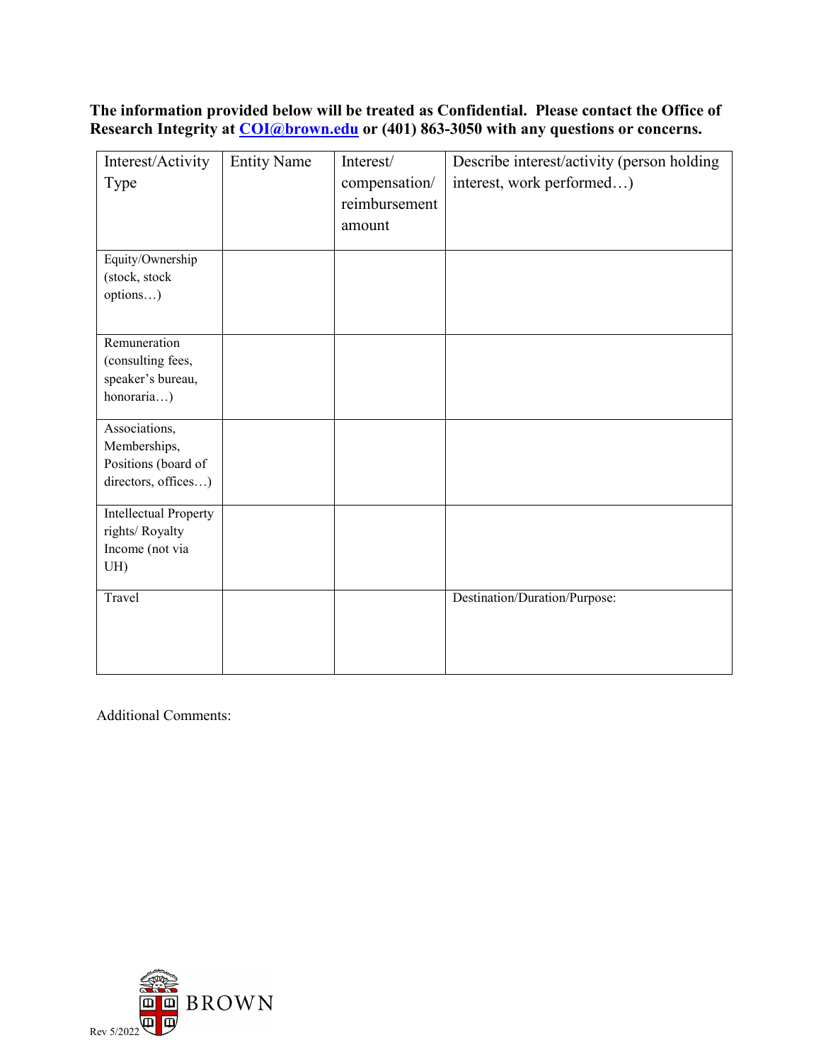**The information provided below will be treated as Confidential. Please contact the Office of Research Integrity at [COI@brown.edu](mailto:COI@brown.edu) or (401) 863-3050 with any questions or concerns.**

| Interest/Activity Type | Entity Name | Interest/ compensation/ reimbursement amount | Describe interest/activity (person holding interest, work performed…) |
|---|---|---|---|
| Equity/Ownership (stock, stock options…) | | | |
| Remuneration (consulting fees, speaker's bureau, honoraria…) | | | |
| Associations, Memberships, Positions (board of directors, offices…) | | | |
| Intellectual Property rights/ Royalty Income (not via UH) | | | |
| Travel | | | Destination/Duration/Purpose: |

Additional Comments:

Rev 5/2022